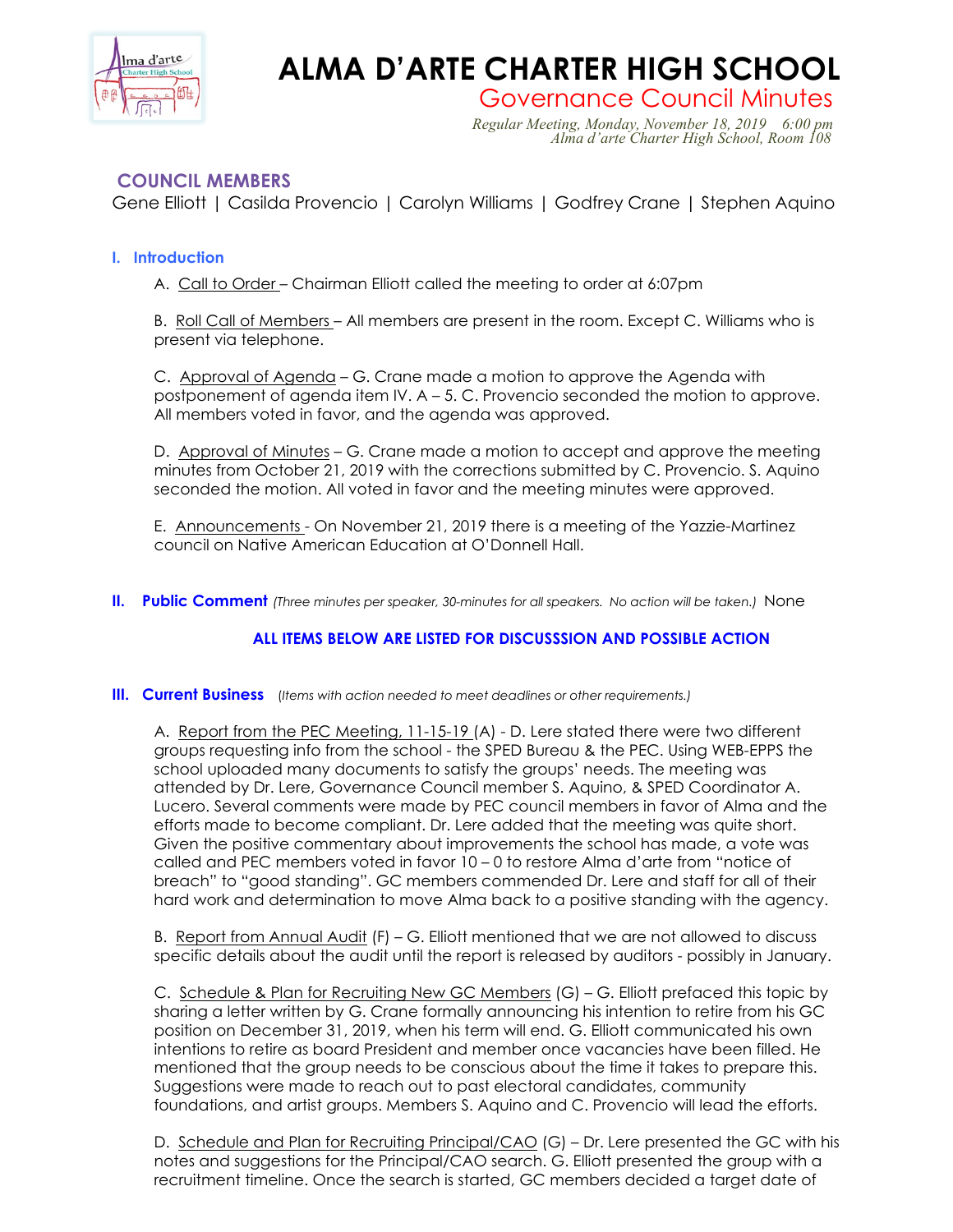# ALMA D'ARTE CHARTER HIGH SCHOOL

## Governance Council Minutes

*Regular Meeting, Monday, November 18, 2019 6:00 pm*
*Alma d'arte Charter High School, Room 108*

### COUNCIL MEMBERS

Gene Elliott | Casilda Provencio | Carolyn Williams | Godfrey Crane | Stephen Aquino

### I. Introduction

A. Call to Order – Chairman Elliott called the meeting to order at 6:07pm

B. Roll Call of Members – All members are present in the room. Except C. Williams who is present via telephone.

C. Approval of Agenda – G. Crane made a motion to approve the Agenda with postponement of agenda item IV. A – 5. C. Provencio seconded the motion to approve. All members voted in favor, and the agenda was approved.

D. Approval of Minutes – G. Crane made a motion to accept and approve the meeting minutes from October 21, 2019 with the corrections submitted by C. Provencio. S. Aquino seconded the motion. All voted in favor and the meeting minutes were approved.

E. Announcements - On November 21, 2019 there is a meeting of the Yazzie-Martinez council on Native American Education at O'Donnell Hall.

### II. Public Comment *(Three minutes per speaker, 30-minutes for all speakers. No action will be taken.)* None

**ALL ITEMS BELOW ARE LISTED FOR DISCUSSSION AND POSSIBLE ACTION**

### III. Current Business (*Items with action needed to meet deadlines or other requirements.)*

A. Report from the PEC Meeting, 11-15-19 (A) - D. Lere stated there were two different groups requesting info from the school - the SPED Bureau & the PEC. Using WEB-EPPS the school uploaded many documents to satisfy the groups' needs. The meeting was attended by Dr. Lere, Governance Council member S. Aquino, & SPED Coordinator A. Lucero. Several comments were made by PEC council members in favor of Alma and the efforts made to become compliant. Dr. Lere added that the meeting was quite short. Given the positive commentary about improvements the school has made, a vote was called and PEC members voted in favor 10 – 0 to restore Alma d'arte from "notice of breach" to "good standing". GC members commended Dr. Lere and staff for all of their hard work and determination to move Alma back to a positive standing with the agency.

B. Report from Annual Audit (F) – G. Elliott mentioned that we are not allowed to discuss specific details about the audit until the report is released by auditors - possibly in January.

C. Schedule & Plan for Recruiting New GC Members (G) – G. Elliott prefaced this topic by sharing a letter written by G. Crane formally announcing his intention to retire from his GC position on December 31, 2019, when his term will end. G. Elliott communicated his own intentions to retire as board President and member once vacancies have been filled. He mentioned that the group needs to be conscious about the time it takes to prepare this. Suggestions were made to reach out to past electoral candidates, community foundations, and artist groups. Members S. Aquino and C. Provencio will lead the efforts.

D. Schedule and Plan for Recruiting Principal/CAO (G) – Dr. Lere presented the GC with his notes and suggestions for the Principal/CAO search. G. Elliott presented the group with a recruitment timeline. Once the search is started, GC members decided a target date of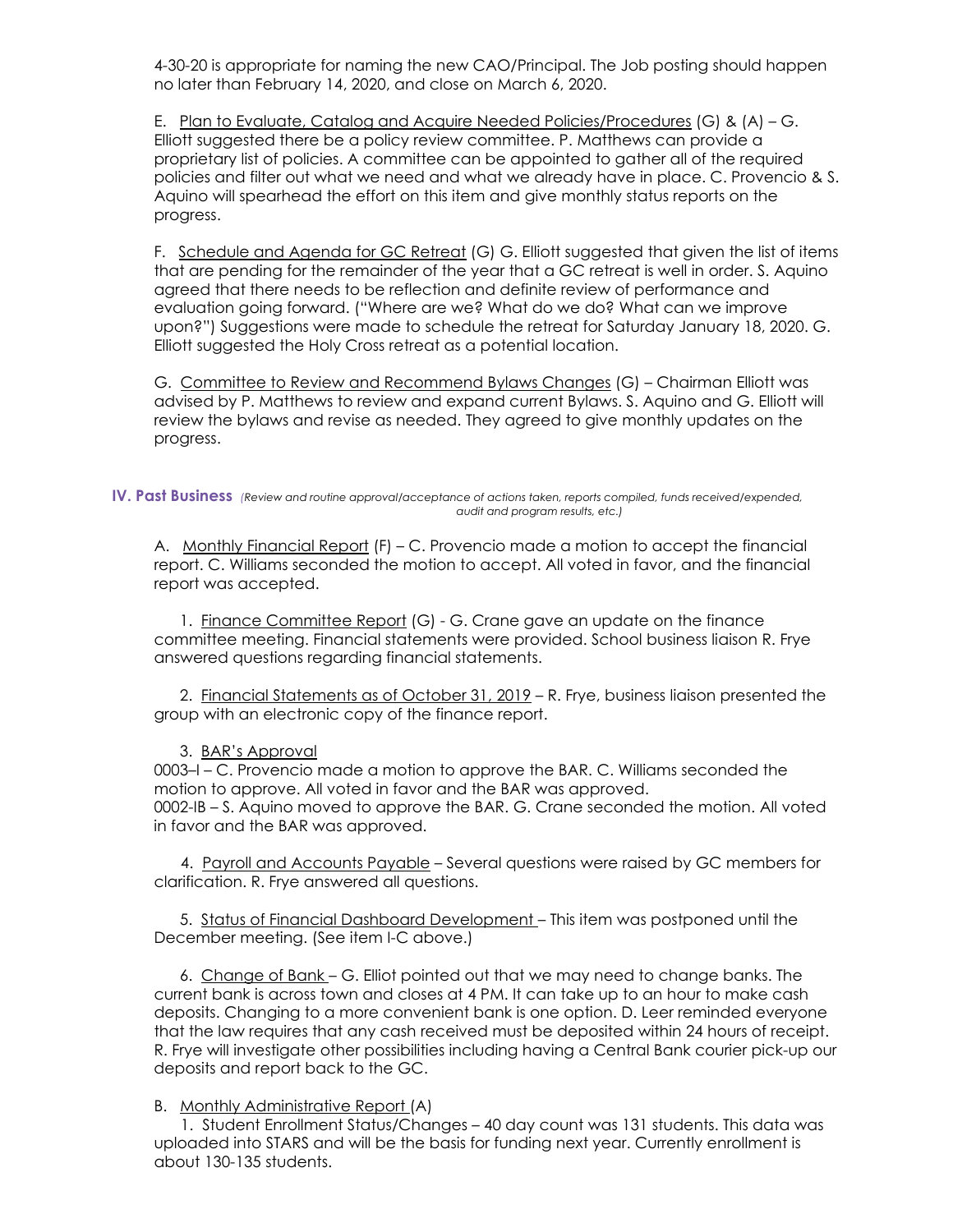4-30-20 is appropriate for naming the new CAO/Principal. The Job posting should happen no later than February 14, 2020, and close on March 6, 2020.

E. Plan to Evaluate, Catalog and Acquire Needed Policies/Procedures (G) & (A) – G. Elliott suggested there be a policy review committee. P. Matthews can provide a proprietary list of policies. A committee can be appointed to gather all of the required policies and filter out what we need and what we already have in place. C. Provencio & S. Aquino will spearhead the effort on this item and give monthly status reports on the progress.

F. Schedule and Agenda for GC Retreat (G) G. Elliott suggested that given the list of items that are pending for the remainder of the year that a GC retreat is well in order. S. Aquino agreed that there needs to be reflection and definite review of performance and evaluation going forward. ("Where are we? What do we do? What can we improve upon?") Suggestions were made to schedule the retreat for Saturday January 18, 2020. G. Elliott suggested the Holy Cross retreat as a potential location.

G. Committee to Review and Recommend Bylaws Changes (G) – Chairman Elliott was advised by P. Matthews to review and expand current Bylaws. S. Aquino and G. Elliott will review the bylaws and revise as needed. They agreed to give monthly updates on the progress.

## IV. Past Business

*(Review and routine approval/acceptance of actions taken, reports compiled, funds received/expended, audit and program results, etc.)*

A. Monthly Financial Report (F) – C. Provencio made a motion to accept the financial report. C. Williams seconded the motion to accept. All voted in favor, and the financial report was accepted.

1. Finance Committee Report (G) - G. Crane gave an update on the finance committee meeting. Financial statements were provided. School business liaison R. Frye answered questions regarding financial statements.

2. Financial Statements as of October 31, 2019 – R. Frye, business liaison presented the group with an electronic copy of the finance report.

3. BAR's Approval

0003–I – C. Provencio made a motion to approve the BAR. C. Williams seconded the motion to approve. All voted in favor and the BAR was approved.
0002-IB – S. Aquino moved to approve the BAR. G. Crane seconded the motion. All voted in favor and the BAR was approved.

4. Payroll and Accounts Payable – Several questions were raised by GC members for clarification. R. Frye answered all questions.

5. Status of Financial Dashboard Development – This item was postponed until the December meeting. (See item I-C above.)

6. Change of Bank – G. Elliot pointed out that we may need to change banks. The current bank is across town and closes at 4 PM. It can take up to an hour to make cash deposits. Changing to a more convenient bank is one option. D. Leer reminded everyone that the law requires that any cash received must be deposited within 24 hours of receipt. R. Frye will investigate other possibilities including having a Central Bank courier pick-up our deposits and report back to the GC.

B. Monthly Administrative Report (A)

1. Student Enrollment Status/Changes – 40 day count was 131 students. This data was uploaded into STARS and will be the basis for funding next year. Currently enrollment is about 130-135 students.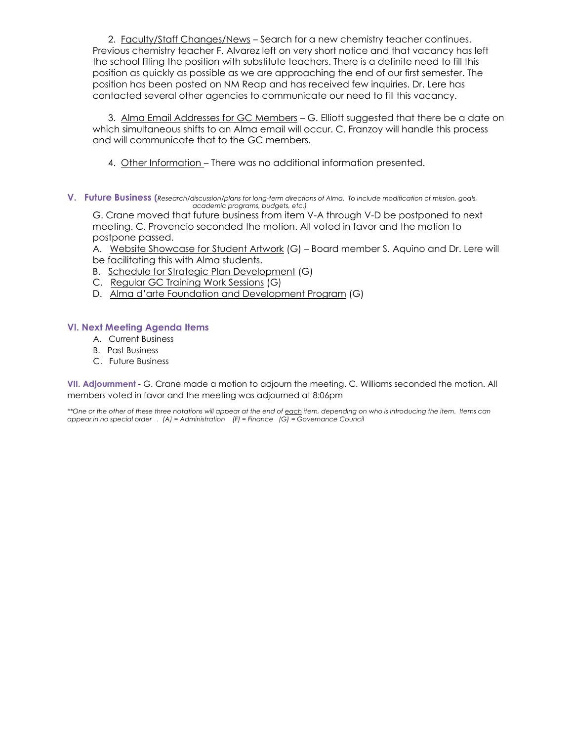2. Faculty/Staff Changes/News – Search for a new chemistry teacher continues. Previous chemistry teacher F. Alvarez left on very short notice and that vacancy has left the school filling the position with substitute teachers. There is a definite need to fill this position as quickly as possible as we are approaching the end of our first semester. The position has been posted on NM Reap and has received few inquiries. Dr. Lere has contacted several other agencies to communicate our need to fill this vacancy.

3. Alma Email Addresses for GC Members – G. Elliott suggested that there be a date on which simultaneous shifts to an Alma email will occur. C. Franzoy will handle this process and will communicate that to the GC members.

4. Other Information – There was no additional information presented.

## V. Future Business (*Research/discussion/plans for long-term directions of Alma. To include modification of mission, goals, academic programs, budgets, etc.)*

G. Crane moved that future business from item V-A through V-D be postponed to next meeting. C. Provencio seconded the motion. All voted in favor and the motion to postpone passed.

A. Website Showcase for Student Artwork (G) – Board member S. Aquino and Dr. Lere will be facilitating this with Alma students.

B. Schedule for Strategic Plan Development (G)

C. Regular GC Training Work Sessions (G)

D. Alma d'arte Foundation and Development Program (G)

## VI. Next Meeting Agenda Items

A. Current Business

B. Past Business

C. Future Business

**VII. Adjournment** - G. Crane made a motion to adjourn the meeting. C. Williams seconded the motion. All members voted in favor and the meeting was adjourned at 8:06pm

*\*\*One or the other of these three notations will appear at the end of each item, depending on who is introducing the item. Items can appear in no special order . (A) = Administration (F) = Finance (G) = Governance Council*